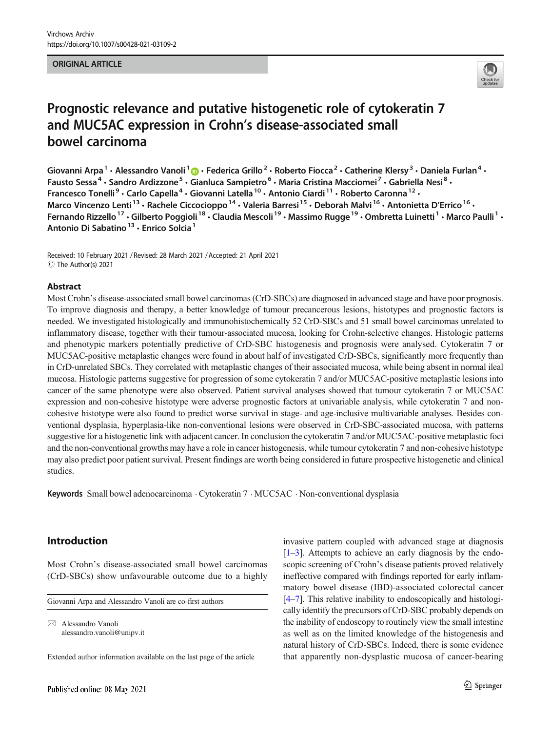ORIGINAL ARTICLE

# Prognostic relevance and putative histogenetic role of cytokeratin 7 and MUC5AC expression in Crohn's disease-associated small bowel carcinoma

Giovanni Arpa[1] · Alessandro Vanoli[1] · Federica Grillo[2] · Roberto Fiocca[2] · Catherine Klersy[3] · Daniela Furlan[4] · Fausto Sessa[4] · Sandro Ardizzone[5] · Gianluca Sampietro[6] · Maria Cristina Macciomei[7] · Gabriella Nesi[8] · Francesco Tonelli[9] · Carlo Capella[4] · Giovanni Latella[10] · Antonio Ciardi[11] · Roberto Caronna[12] · Marco Vincenzo Lenti[13] · Rachele Ciccocioppo[14] · Valeria Barresi[15] · Deborah Malvi[16] · Antonietta D'Errico[16] · Fernando Rizzello[17] · Gilberto Poggioli[18] · Claudia Mescoli[19] · Massimo Rugge[19] · Ombretta Luinetti[1] · Marco Paulli[1] · Antonio Di Sabatino[13] · Enrico Solcia[1]

Received: 10 February 2021 / Revised: 28 March 2021 / Accepted: 21 April 2021
© The Author(s) 2021

## Abstract

Most Crohn's disease-associated small bowel carcinomas (CrD-SBCs) are diagnosed in advanced stage and have poor prognosis. To improve diagnosis and therapy, a better knowledge of tumour precancerous lesions, histotypes and prognostic factors is needed. We investigated histologically and immunohistochemically 52 CrD-SBCs and 51 small bowel carcinomas unrelated to inflammatory disease, together with their tumour-associated mucosa, looking for Crohn-selective changes. Histologic patterns and phenotypic markers potentially predictive of CrD-SBC histogenesis and prognosis were analysed. Cytokeratin 7 or MUC5AC-positive metaplastic changes were found in about half of investigated CrD-SBCs, significantly more frequently than in CrD-unrelated SBCs. They correlated with metaplastic changes of their associated mucosa, while being absent in normal ileal mucosa. Histologic patterns suggestive for progression of some cytokeratin 7 and/or MUC5AC-positive metaplastic lesions into cancer of the same phenotype were also observed. Patient survival analyses showed that tumour cytokeratin 7 or MUC5AC expression and non-cohesive histotype were adverse prognostic factors at univariable analysis, while cytokeratin 7 and non-cohesive histotype were also found to predict worse survival in stage- and age-inclusive multivariable analyses. Besides conventional dysplasia, hyperplasia-like non-conventional lesions were observed in CrD-SBC-associated mucosa, with patterns suggestive for a histogenetic link with adjacent cancer. In conclusion the cytokeratin 7 and/or MUC5AC-positive metaplastic foci and the non-conventional growths may have a role in cancer histogenesis, while tumour cytokeratin 7 and non-cohesive histotype may also predict poor patient survival. Present findings are worth being considered in future prospective histogenetic and clinical studies.

**Keywords** Small bowel adenocarcinoma · Cytokeratin 7 · MUC5AC · Non-conventional dysplasia

## Introduction

Most Crohn's disease-associated small bowel carcinomas (CrD-SBCs) show unfavourable outcome due to a highly invasive pattern coupled with advanced stage at diagnosis [1–3]. Attempts to achieve an early diagnosis by the endoscopic screening of Crohn's disease patients proved relatively ineffective compared with findings reported for early inflammatory bowel disease (IBD)-associated colorectal cancer [4–7]. This relative inability to endoscopically and histologically identify the precursors of CrD-SBC probably depends on the inability of endoscopy to routinely view the small intestine as well as on the limited knowledge of the histogenesis and natural history of CrD-SBCs. Indeed, there is some evidence that apparently non-dysplastic mucosa of cancer-bearing

Giovanni Arpa and Alessandro Vanoli are co-first authors

✉ Alessandro Vanoli
alessandro.vanoli@unipv.it

Extended author information available on the last page of the article

Published online: 08 May 2021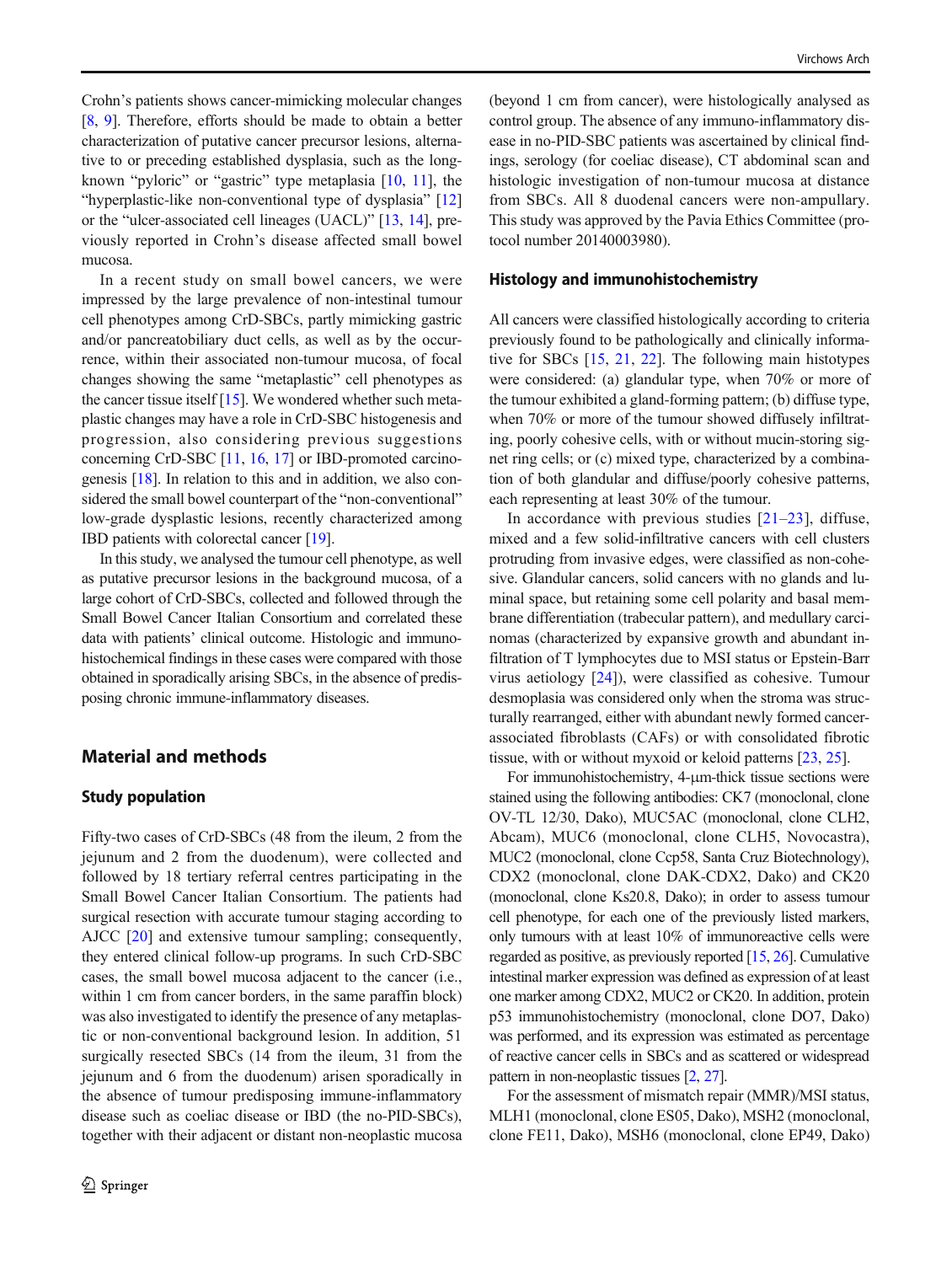Crohn's patients shows cancer-mimicking molecular changes [8, 9]. Therefore, efforts should be made to obtain a better characterization of putative cancer precursor lesions, alternative to or preceding established dysplasia, such as the long-known "pyloric" or "gastric" type metaplasia [10, 11], the "hyperplastic-like non-conventional type of dysplasia" [12] or the "ulcer-associated cell lineages (UACL)" [13, 14], previously reported in Crohn's disease affected small bowel mucosa.

In a recent study on small bowel cancers, we were impressed by the large prevalence of non-intestinal tumour cell phenotypes among CrD-SBCs, partly mimicking gastric and/or pancreatobiliary duct cells, as well as by the occurrence, within their associated non-tumour mucosa, of focal changes showing the same "metaplastic" cell phenotypes as the cancer tissue itself [15]. We wondered whether such metaplastic changes may have a role in CrD-SBC histogenesis and progression, also considering previous suggestions concerning CrD-SBC [11, 16, 17] or IBD-promoted carcinogenesis [18]. In relation to this and in addition, we also considered the small bowel counterpart of the "non-conventional" low-grade dysplastic lesions, recently characterized among IBD patients with colorectal cancer [19].

In this study, we analysed the tumour cell phenotype, as well as putative precursor lesions in the background mucosa, of a large cohort of CrD-SBCs, collected and followed through the Small Bowel Cancer Italian Consortium and correlated these data with patients' clinical outcome. Histologic and immunohistochemical findings in these cases were compared with those obtained in sporadically arising SBCs, in the absence of predisposing chronic immune-inflammatory diseases.

## Material and methods

### Study population

Fifty-two cases of CrD-SBCs (48 from the ileum, 2 from the jejunum and 2 from the duodenum), were collected and followed by 18 tertiary referral centres participating in the Small Bowel Cancer Italian Consortium. The patients had surgical resection with accurate tumour staging according to AJCC [20] and extensive tumour sampling; consequently, they entered clinical follow-up programs. In such CrD-SBC cases, the small bowel mucosa adjacent to the cancer (i.e., within 1 cm from cancer borders, in the same paraffin block) was also investigated to identify the presence of any metaplastic or non-conventional background lesion. In addition, 51 surgically resected SBCs (14 from the ileum, 31 from the jejunum and 6 from the duodenum) arisen sporadically in the absence of tumour predisposing immune-inflammatory disease such as coeliac disease or IBD (the no-PID-SBCs), together with their adjacent or distant non-neoplastic mucosa (beyond 1 cm from cancer), were histologically analysed as control group. The absence of any immuno-inflammatory disease in no-PID-SBC patients was ascertained by clinical findings, serology (for coeliac disease), CT abdominal scan and histologic investigation of non-tumour mucosa at distance from SBCs. All 8 duodenal cancers were non-ampullary. This study was approved by the Pavia Ethics Committee (protocol number 20140003980).

### Histology and immunohistochemistry

All cancers were classified histologically according to criteria previously found to be pathologically and clinically informative for SBCs [15, 21, 22]. The following main histotypes were considered: (a) glandular type, when 70% or more of the tumour exhibited a gland-forming pattern; (b) diffuse type, when 70% or more of the tumour showed diffusely infiltrating, poorly cohesive cells, with or without mucin-storing signet ring cells; or (c) mixed type, characterized by a combination of both glandular and diffuse/poorly cohesive patterns, each representing at least 30% of the tumour.

In accordance with previous studies [21–23], diffuse, mixed and a few solid-infiltrative cancers with cell clusters protruding from invasive edges, were classified as non-cohesive. Glandular cancers, solid cancers with no glands and luminal space, but retaining some cell polarity and basal membrane differentiation (trabecular pattern), and medullary carcinomas (characterized by expansive growth and abundant infiltration of T lymphocytes due to MSI status or Epstein-Barr virus aetiology [24]), were classified as cohesive. Tumour desmoplasia was considered only when the stroma was structurally rearranged, either with abundant newly formed cancer-associated fibroblasts (CAFs) or with consolidated fibrotic tissue, with or without myxoid or keloid patterns [23, 25].

For immunohistochemistry, 4-μm-thick tissue sections were stained using the following antibodies: CK7 (monoclonal, clone OV-TL 12/30, Dako), MUC5AC (monoclonal, clone CLH2, Abcam), MUC6 (monoclonal, clone CLH5, Novocastra), MUC2 (monoclonal, clone Ccp58, Santa Cruz Biotechnology), CDX2 (monoclonal, clone DAK-CDX2, Dako) and CK20 (monoclonal, clone Ks20.8, Dako); in order to assess tumour cell phenotype, for each one of the previously listed markers, only tumours with at least 10% of immunoreactive cells were regarded as positive, as previously reported [15, 26]. Cumulative intestinal marker expression was defined as expression of at least one marker among CDX2, MUC2 or CK20. In addition, protein p53 immunohistochemistry (monoclonal, clone DO7, Dako) was performed, and its expression was estimated as percentage of reactive cancer cells in SBCs and as scattered or widespread pattern in non-neoplastic tissues [2, 27].

For the assessment of mismatch repair (MMR)/MSI status, MLH1 (monoclonal, clone ES05, Dako), MSH2 (monoclonal, clone FE11, Dako), MSH6 (monoclonal, clone EP49, Dako)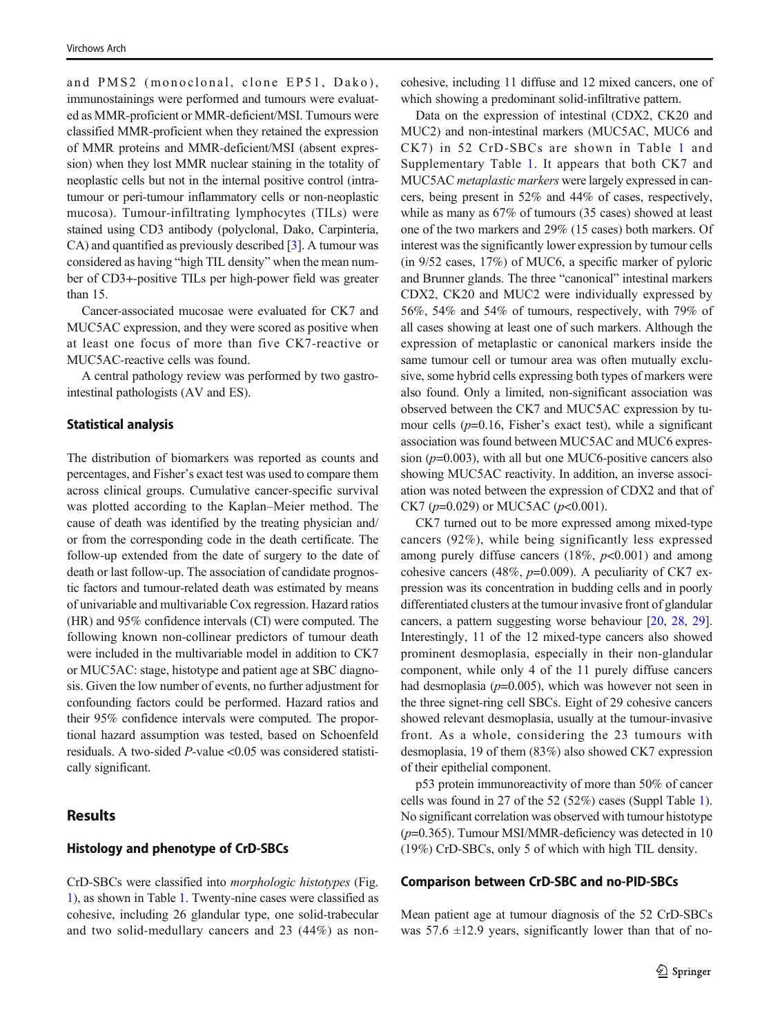and PMS2 (monoclonal, clone EP51, Dako), immunostainings were performed and tumours were evaluated as MMR-proficient or MMR-deficient/MSI. Tumours were classified MMR-proficient when they retained the expression of MMR proteins and MMR-deficient/MSI (absent expression) when they lost MMR nuclear staining in the totality of neoplastic cells but not in the internal positive control (intra-tumour or peri-tumour inflammatory cells or non-neoplastic mucosa). Tumour-infiltrating lymphocytes (TILs) were stained using CD3 antibody (polyclonal, Dako, Carpinteria, CA) and quantified as previously described [3]. A tumour was considered as having "high TIL density" when the mean number of CD3+-positive TILs per high-power field was greater than 15.

Cancer-associated mucosae were evaluated for CK7 and MUC5AC expression, and they were scored as positive when at least one focus of more than five CK7-reactive or MUC5AC-reactive cells was found.

A central pathology review was performed by two gastrointestinal pathologists (AV and ES).

### Statistical analysis

The distribution of biomarkers was reported as counts and percentages, and Fisher's exact test was used to compare them across clinical groups. Cumulative cancer-specific survival was plotted according to the Kaplan–Meier method. The cause of death was identified by the treating physician and/or from the corresponding code in the death certificate. The follow-up extended from the date of surgery to the date of death or last follow-up. The association of candidate prognostic factors and tumour-related death was estimated by means of univariable and multivariable Cox regression. Hazard ratios (HR) and 95% confidence intervals (CI) were computed. The following known non-collinear predictors of tumour death were included in the multivariable model in addition to CK7 or MUC5AC: stage, histotype and patient age at SBC diagnosis. Given the low number of events, no further adjustment for confounding factors could be performed. Hazard ratios and their 95% confidence intervals were computed. The proportional hazard assumption was tested, based on Schoenfeld residuals. A two-sided *P*-value <0.05 was considered statistically significant.

## Results

### Histology and phenotype of CrD-SBCs

CrD-SBCs were classified into *morphologic histotypes* (Fig. 1), as shown in Table 1. Twenty-nine cases were classified as cohesive, including 26 glandular type, one solid-trabecular and two solid-medullary cancers and 23 (44%) as non-cohesive, including 11 diffuse and 12 mixed cancers, one of which showing a predominant solid-infiltrative pattern.

Data on the expression of intestinal (CDX2, CK20 and MUC2) and non-intestinal markers (MUC5AC, MUC6 and CK7) in 52 CrD-SBCs are shown in Table 1 and Supplementary Table 1. It appears that both CK7 and MUC5AC *metaplastic markers* were largely expressed in cancers, being present in 52% and 44% of cases, respectively, while as many as 67% of tumours (35 cases) showed at least one of the two markers and 29% (15 cases) both markers. Of interest was the significantly lower expression by tumour cells (in 9/52 cases, 17%) of MUC6, a specific marker of pyloric and Brunner glands. The three "canonical" intestinal markers CDX2, CK20 and MUC2 were individually expressed by 56%, 54% and 54% of tumours, respectively, with 79% of all cases showing at least one of such markers. Although the expression of metaplastic or canonical markers inside the same tumour cell or tumour area was often mutually exclusive, some hybrid cells expressing both types of markers were also found. Only a limited, non-significant association was observed between the CK7 and MUC5AC expression by tumour cells ($p$=0.16, Fisher's exact test), while a significant association was found between MUC5AC and MUC6 expression ($p$=0.003), with all but one MUC6-positive cancers also showing MUC5AC reactivity. In addition, an inverse association was noted between the expression of CDX2 and that of CK7 ($p$=0.029) or MUC5AC ($p$<0.001).

CK7 turned out to be more expressed among mixed-type cancers (92%), while being significantly less expressed among purely diffuse cancers (18%, $p$<0.001) and among cohesive cancers (48%, $p$=0.009). A peculiarity of CK7 expression was its concentration in budding cells and in poorly differentiated clusters at the tumour invasive front of glandular cancers, a pattern suggesting worse behaviour [20, 28, 29]. Interestingly, 11 of the 12 mixed-type cancers also showed prominent desmoplasia, especially in their non-glandular component, while only 4 of the 11 purely diffuse cancers had desmoplasia ($p$=0.005), which was however not seen in the three signet-ring cell SBCs. Eight of 29 cohesive cancers showed relevant desmoplasia, usually at the tumour-invasive front. As a whole, considering the 23 tumours with desmoplasia, 19 of them (83%) also showed CK7 expression of their epithelial component.

p53 protein immunoreactivity of more than 50% of cancer cells was found in 27 of the 52 (52%) cases (Suppl Table 1). No significant correlation was observed with tumour histotype ($p$=0.365). Tumour MSI/MMR-deficiency was detected in 10 (19%) CrD-SBCs, only 5 of which with high TIL density.

### Comparison between CrD-SBC and no-PID-SBCs

Mean patient age at tumour diagnosis of the 52 CrD-SBCs was 57.6 ±12.9 years, significantly lower than that of no-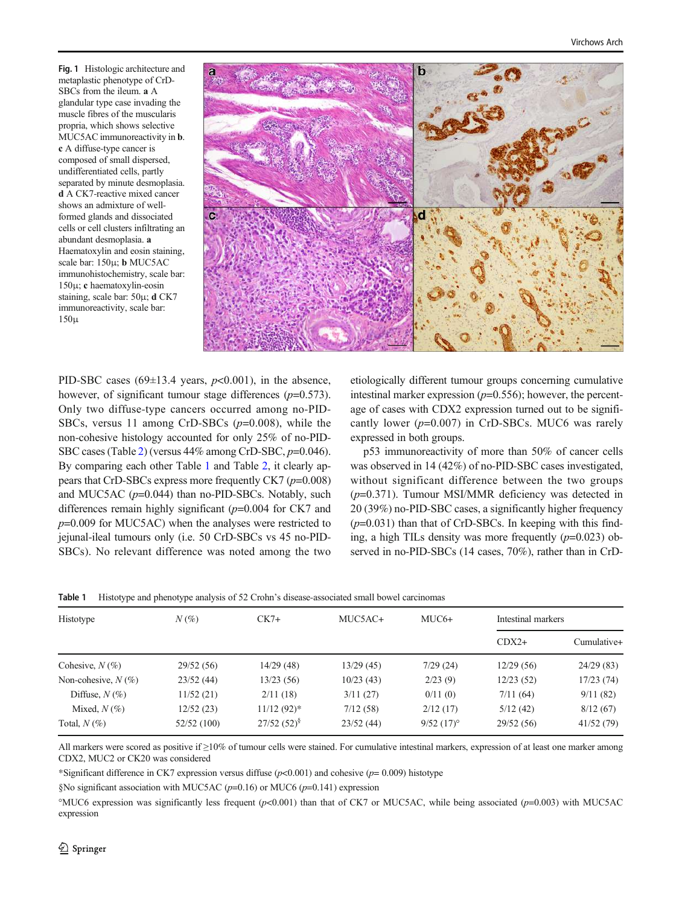**Fig. 1** Histologic architecture and metaplastic phenotype of CrD-SBCs from the ileum. **a** A glandular type case invading the muscle fibres of the muscularis propria, which shows selective MUC5AC immunoreactivity in **b**. **c** A diffuse-type cancer is composed of small dispersed, undifferentiated cells, partly separated by minute desmoplasia. **d** A CK7-reactive mixed cancer shows an admixture of well-formed glands and dissociated cells or cell clusters infiltrating an abundant desmoplasia. **a** Haematoxylin and eosin staining, scale bar: 150μ; **b** MUC5AC immunohistochemistry, scale bar: 150μ; **c** haematoxylin-eosin staining, scale bar: 50μ; **d** CK7 immunoreactivity, scale bar: 150μ

PID-SBC cases (69±13.4 years, $p<0.001$), in the absence, however, of significant tumour stage differences ($p=0.573$). Only two diffuse-type cancers occurred among no-PID-SBCs, versus 11 among CrD-SBCs ($p=0.008$), while the non-cohesive histology accounted for only 25% of no-PID-SBC cases (Table 2) (versus 44% among CrD-SBC, $p=0.046$). By comparing each other Table 1 and Table 2, it clearly appears that CrD-SBCs express more frequently CK7 ($p=0.008$) and MUC5AC ($p=0.044$) than no-PID-SBCs. Notably, such differences remain highly significant ($p=0.004$ for CK7 and $p=0.009$ for MUC5AC) when the analyses were restricted to jejunal-ileal tumours only (i.e. 50 CrD-SBCs vs 45 no-PID-SBCs). No relevant difference was noted among the two etiologically different tumour groups concerning cumulative intestinal marker expression ($p=0.556$); however, the percentage of cases with CDX2 expression turned out to be significantly lower ($p=0.007$) in CrD-SBCs. MUC6 was rarely expressed in both groups.

p53 immunoreactivity of more than 50% of cancer cells was observed in 14 (42%) of no-PID-SBC cases investigated, without significant difference between the two groups ($p=0.371$). Tumour MSI/MMR deficiency was detected in 20 (39%) no-PID-SBC cases, a significantly higher frequency ($p=0.031$) than that of CrD-SBCs. In keeping with this finding, a high TILs density was more frequently ($p=0.023$) observed in no-PID-SBCs (14 cases, 70%), rather than in CrD-

**Table 1** Histotype and phenotype analysis of 52 Crohn's disease-associated small bowel carcinomas

| Histotype | $N$ (%) | CK7+ | MUC5AC+ | MUC6+ | Intestinal markers | |
|---|---|---|---|---|---|---|
| | | | | | CDX2+ | Cumulative+ |
| Cohesive, $N$ (%) | 29/52 (56) | 14/29 (48) | 13/29 (45) | 7/29 (24) | 12/29 (56) | 24/29 (83) |
| Non-cohesive, $N$ (%) | 23/52 (44) | 13/23 (56) | 10/23 (43) | 2/23 (9) | 12/23 (52) | 17/23 (74) |
| Diffuse, $N$ (%) | 11/52 (21) | 2/11 (18) | 3/11 (27) | 0/11 (0) | 7/11 (64) | 9/11 (82) |
| Mixed, $N$ (%) | 12/52 (23) | 11/12 (92)* | 7/12 (58) | 2/12 (17) | 5/12 (42) | 8/12 (67) |
| Total, $N$ (%) | 52/52 (100) | 27/52 (52)§ | 23/52 (44) | 9/52 (17)° | 29/52 (56) | 41/52 (79) |

All markers were scored as positive if ≥10% of tumour cells were stained. For cumulative intestinal markers, expression of at least one marker among CDX2, MUC2 or CK20 was considered

*Significant difference in CK7 expression versus diffuse ($p<0.001$) and cohesive ($p=0.009$) histotype

§No significant association with MUC5AC ($p=0.16$) or MUC6 ($p=0.141$) expression

°MUC6 expression was significantly less frequent ($p<0.001$) than that of CK7 or MUC5AC, while being associated ($p=0.003$) with MUC5AC expression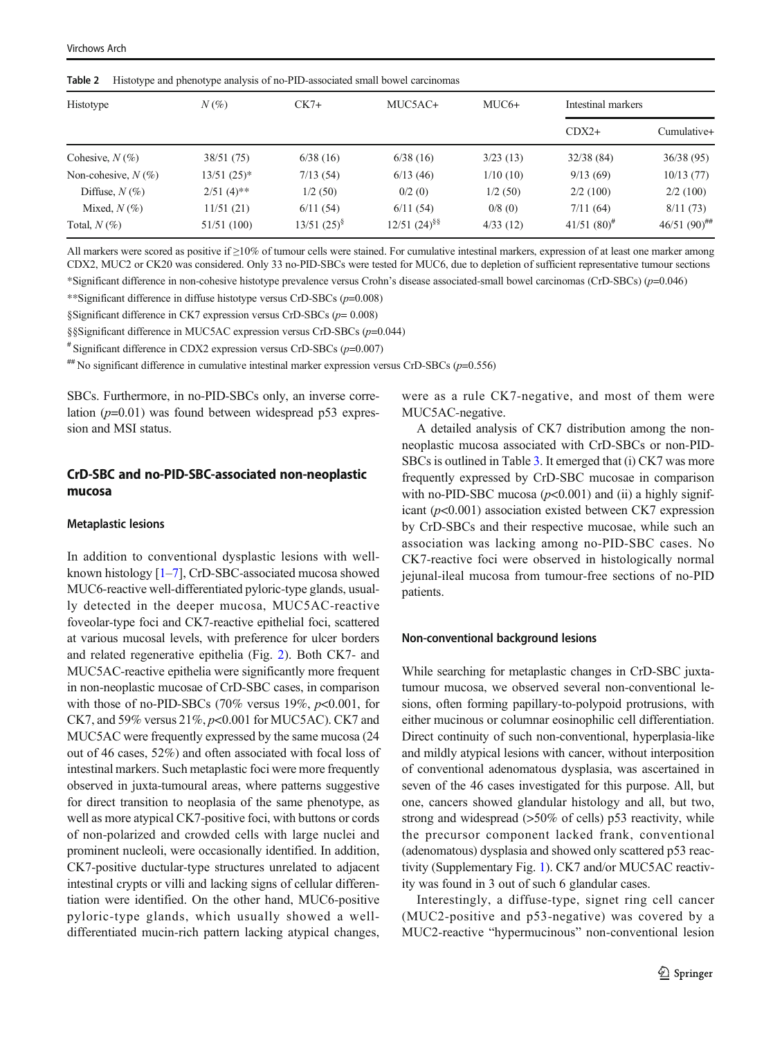**Table 2** Histotype and phenotype analysis of no-PID-associated small bowel carcinomas

| Histotype | $N$ (%) | CK7+ | MUC5AC+ | MUC6+ | Intestinal markers | |
|---|---|---|---|---|---|---|
| | | | | | CDX2+ | Cumulative+ |
| Cohesive, $N$ (%) | 38/51 (75) | 6/38 (16) | 6/38 (16) | 3/23 (13) | 32/38 (84) | 36/38 (95) |
| Non-cohesive, $N$ (%) | 13/51 (25)* | 7/13 (54) | 6/13 (46) | 1/10 (10) | 9/13 (69) | 10/13 (77) |
| Diffuse, $N$ (%) | 2/51 (4)** | 1/2 (50) | 0/2 (0) | 1/2 (50) | 2/2 (100) | 2/2 (100) |
| Mixed, $N$ (%) | 11/51 (21) | 6/11 (54) | 6/11 (54) | 0/8 (0) | 7/11 (64) | 8/11 (73) |
| Total, $N$ (%) | 51/51 (100) | 13/51 (25)[§] | 12/51 (24)[§§] | 4/33 (12) | 41/51 (80)[#] | 46/51 (90)[##] |

All markers were scored as positive if ≥10% of tumour cells were stained. For cumulative intestinal markers, expression of at least one marker among CDX2, MUC2 or CK20 was considered. Only 33 no-PID-SBCs were tested for MUC6, due to depletion of sufficient representative tumour sections

*Significant difference in non-cohesive histotype prevalence versus Crohn's disease associated-small bowel carcinomas (CrD-SBCs) ($p$=0.046)

**Significant difference in diffuse histotype versus CrD-SBCs ($p$=0.008)

§Significant difference in CK7 expression versus CrD-SBCs ($p$= 0.008)

§§Significant difference in MUC5AC expression versus CrD-SBCs ($p$=0.044)

[#] Significant difference in CDX2 expression versus CrD-SBCs ($p$=0.007)

[##] No significant difference in cumulative intestinal marker expression versus CrD-SBCs ($p$=0.556)

SBCs. Furthermore, in no-PID-SBCs only, an inverse correlation ($p$=0.01) was found between widespread p53 expression and MSI status.

## CrD-SBC and no-PID-SBC-associated non-neoplastic mucosa

### Metaplastic lesions

In addition to conventional dysplastic lesions with well-known histology [1–7], CrD-SBC-associated mucosa showed MUC6-reactive well-differentiated pyloric-type glands, usually detected in the deeper mucosa, MUC5AC-reactive foveolar-type foci and CK7-reactive epithelial foci, scattered at various mucosal levels, with preference for ulcer borders and related regenerative epithelia (Fig. 2). Both CK7- and MUC5AC-reactive epithelia were significantly more frequent in non-neoplastic mucosae of CrD-SBC cases, in comparison with those of no-PID-SBCs (70% versus 19%, $p$<0.001, for CK7, and 59% versus 21%, $p$<0.001 for MUC5AC). CK7 and MUC5AC were frequently expressed by the same mucosa (24 out of 46 cases, 52%) and often associated with focal loss of intestinal markers. Such metaplastic foci were more frequently observed in juxta-tumoural areas, where patterns suggestive for direct transition to neoplasia of the same phenotype, as well as more atypical CK7-positive foci, with buttons or cords of non-polarized and crowded cells with large nuclei and prominent nucleoli, were occasionally identified. In addition, CK7-positive ductular-type structures unrelated to adjacent intestinal crypts or villi and lacking signs of cellular differentiation were identified. On the other hand, MUC6-positive pyloric-type glands, which usually showed a well-differentiated mucin-rich pattern lacking atypical changes, were as a rule CK7-negative, and most of them were MUC5AC-negative.

A detailed analysis of CK7 distribution among the non-neoplastic mucosa associated with CrD-SBCs or non-PID-SBCs is outlined in Table 3. It emerged that (i) CK7 was more frequently expressed by CrD-SBC mucosae in comparison with no-PID-SBC mucosa ($p$<0.001) and (ii) a highly significant ($p$<0.001) association existed between CK7 expression by CrD-SBCs and their respective mucosae, while such an association was lacking among no-PID-SBC cases. No CK7-reactive foci were observed in histologically normal jejunal-ileal mucosa from tumour-free sections of no-PID patients.

### Non-conventional background lesions

While searching for metaplastic changes in CrD-SBC juxta-tumour mucosa, we observed several non-conventional lesions, often forming papillary-to-polypoid protrusions, with either mucinous or columnar eosinophilic cell differentiation. Direct continuity of such non-conventional, hyperplasia-like and mildly atypical lesions with cancer, without interposition of conventional adenomatous dysplasia, was ascertained in seven of the 46 cases investigated for this purpose. All, but one, cancers showed glandular histology and all, but two, strong and widespread (>50% of cells) p53 reactivity, while the precursor component lacked frank, conventional (adenomatous) dysplasia and showed only scattered p53 reactivity (Supplementary Fig. 1). CK7 and/or MUC5AC reactivity was found in 3 out of such 6 glandular cases.

Interestingly, a diffuse-type, signet ring cell cancer (MUC2-positive and p53-negative) was covered by a MUC2-reactive "hypermucinous" non-conventional lesion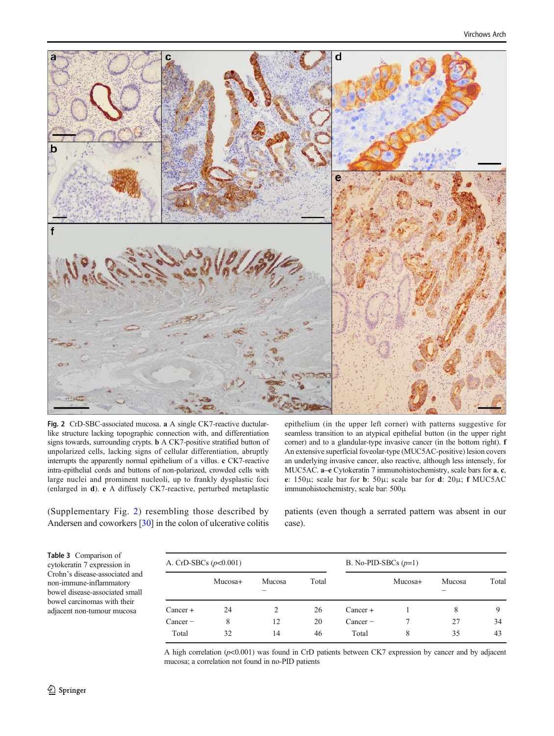Fig. 2 CrD-SBC-associated mucosa. **a** A single CK7-reactive ductular-like structure lacking topographic connection with, and differentiation signs towards, surrounding crypts. **b** A CK7-positive stratified button of unpolarized cells, lacking signs of cellular differentiation, abruptly interrupts the apparently normal epithelium of a villus. **c** CK7-reactive intra-epithelial cords and buttons of non-polarized, crowded cells with large nuclei and prominent nucleoli, up to frankly dysplastic foci (enlarged in **d**). **e** A diffusely CK7-reactive, perturbed metaplastic epithelium (in the upper left corner) with patterns suggestive for seamless transition to an atypical epithelial button (in the upper right corner) and to a glandular-type invasive cancer (in the bottom right). **f** An extensive superficial foveolar-type (MUC5AC-positive) lesion covers an underlying invasive cancer, also reactive, although less intensely, for MUC5AC. **a**–**e** Cytokeratin 7 immunohistochemistry, scale bars for **a**, **c**, **e**: 150μ; scale bar for **b**: 50μ; scale bar for **d**: 20μ; **f** MUC5AC immunohistochemistry, scale bar: 500μ

(Supplementary Fig. 2) resembling those described by Andersen and coworkers [30] in the colon of ulcerative colitis patients (even though a serrated pattern was absent in our case).

**Table 3** Comparison of cytokeratin 7 expression in Crohn's disease-associated and non-immune-inflammatory bowel disease-associated small bowel carcinomas with their adjacent non-tumour mucosa

| A. CrD-SBCs ($p<0.001$) | | | | B. No-PID-SBCs ($p=1$) | | | |
|---|---|---|---|---|---|---|---|
| | Mucosa+ | Mucosa− | Total | | Mucosa+ | Mucosa− | Total |
| Cancer + | 24 | 2 | 26 | Cancer + | 1 | 8 | 9 |
| Cancer − | 8 | 12 | 20 | Cancer − | 7 | 27 | 34 |
| Total | 32 | 14 | 46 | Total | 8 | 35 | 43 |

A high correlation ($p<0.001$) was found in CrD patients between CK7 expression by cancer and by adjacent mucosa; a correlation not found in no-PID patients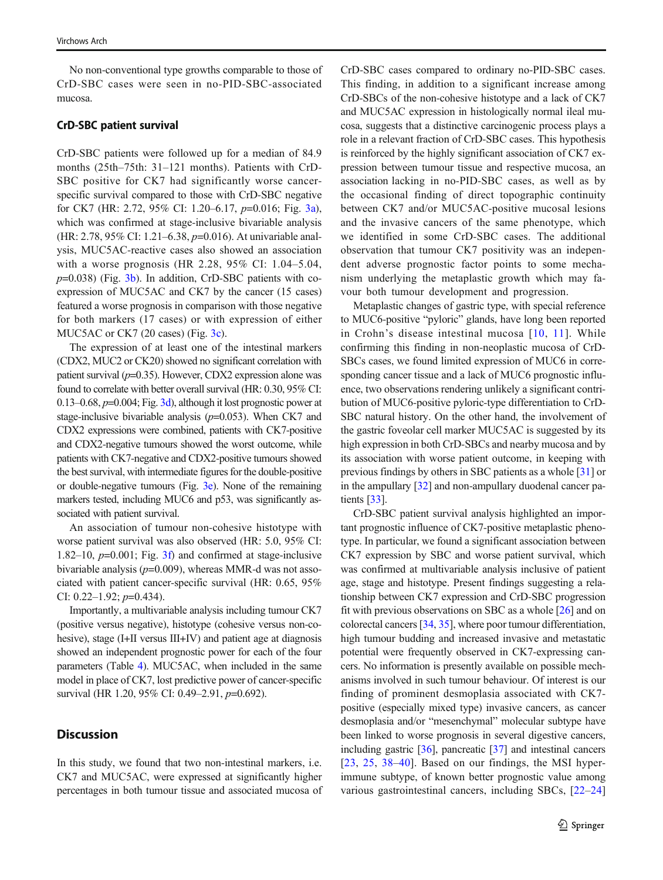No non-conventional type growths comparable to those of CrD-SBC cases were seen in no-PID-SBC-associated mucosa.

### CrD-SBC patient survival

CrD-SBC patients were followed up for a median of 84.9 months (25th–75th: 31–121 months). Patients with CrD-SBC positive for CK7 had significantly worse cancer-specific survival compared to those with CrD-SBC negative for CK7 (HR: 2.72, 95% CI: 1.20–6.17, $p$=0.016; Fig. 3a), which was confirmed at stage-inclusive bivariable analysis (HR: 2.78, 95% CI: 1.21–6.38, $p$=0.016). At univariable analysis, MUC5AC-reactive cases also showed an association with a worse prognosis (HR 2.28, 95% CI: 1.04–5.04, $p$=0.038) (Fig. 3b). In addition, CrD-SBC patients with co-expression of MUC5AC and CK7 by the cancer (15 cases) featured a worse prognosis in comparison with those negative for both markers (17 cases) or with expression of either MUC5AC or CK7 (20 cases) (Fig. 3c).

The expression of at least one of the intestinal markers (CDX2, MUC2 or CK20) showed no significant correlation with patient survival ($p$=0.35). However, CDX2 expression alone was found to correlate with better overall survival (HR: 0.30, 95% CI: 0.13–0.68, $p$=0.004; Fig. 3d), although it lost prognostic power at stage-inclusive bivariable analysis ($p$=0.053). When CK7 and CDX2 expressions were combined, patients with CK7-positive and CDX2-negative tumours showed the worst outcome, while patients with CK7-negative and CDX2-positive tumours showed the best survival, with intermediate figures for the double-positive or double-negative tumours (Fig. 3e). None of the remaining markers tested, including MUC6 and p53, was significantly associated with patient survival.

An association of tumour non-cohesive histotype with worse patient survival was also observed (HR: 5.0, 95% CI: 1.82–10, $p$=0.001; Fig. 3f) and confirmed at stage-inclusive bivariable analysis ($p$=0.009), whereas MMR-d was not associated with patient cancer-specific survival (HR: 0.65, 95% CI: 0.22–1.92; $p$=0.434).

Importantly, a multivariable analysis including tumour CK7 (positive versus negative), histotype (cohesive versus non-cohesive), stage (I+II versus III+IV) and patient age at diagnosis showed an independent prognostic power for each of the four parameters (Table 4). MUC5AC, when included in the same model in place of CK7, lost predictive power of cancer-specific survival (HR 1.20, 95% CI: 0.49–2.91, $p$=0.692).

## Discussion

In this study, we found that two non-intestinal markers, i.e. CK7 and MUC5AC, were expressed at significantly higher percentages in both tumour tissue and associated mucosa of CrD-SBC cases compared to ordinary no-PID-SBC cases. This finding, in addition to a significant increase among CrD-SBCs of the non-cohesive histotype and a lack of CK7 and MUC5AC expression in histologically normal ileal mucosa, suggests that a distinctive carcinogenic process plays a role in a relevant fraction of CrD-SBC cases. This hypothesis is reinforced by the highly significant association of CK7 expression between tumour tissue and respective mucosa, an association lacking in no-PID-SBC cases, as well as by the occasional finding of direct topographic continuity between CK7 and/or MUC5AC-positive mucosal lesions and the invasive cancers of the same phenotype, which we identified in some CrD-SBC cases. The additional observation that tumour CK7 positivity was an independent adverse prognostic factor points to some mechanism underlying the metaplastic growth which may favour both tumour development and progression.

Metaplastic changes of gastric type, with special reference to MUC6-positive "pyloric" glands, have long been reported in Crohn's disease intestinal mucosa [10, 11]. While confirming this finding in non-neoplastic mucosa of CrD-SBCs cases, we found limited expression of MUC6 in corresponding cancer tissue and a lack of MUC6 prognostic influence, two observations rendering unlikely a significant contribution of MUC6-positive pyloric-type differentiation to CrD-SBC natural history. On the other hand, the involvement of the gastric foveolar cell marker MUC5AC is suggested by its high expression in both CrD-SBCs and nearby mucosa and by its association with worse patient outcome, in keeping with previous findings by others in SBC patients as a whole [31] or in the ampullary [32] and non-ampullary duodenal cancer patients [33].

CrD-SBC patient survival analysis highlighted an important prognostic influence of CK7-positive metaplastic phenotype. In particular, we found a significant association between CK7 expression by SBC and worse patient survival, which was confirmed at multivariable analysis inclusive of patient age, stage and histotype. Present findings suggesting a relationship between CK7 expression and CrD-SBC progression fit with previous observations on SBC as a whole [26] and on colorectal cancers [34, 35], where poor tumour differentiation, high tumour budding and increased invasive and metastatic potential were frequently observed in CK7-expressing cancers. No information is presently available on possible mechanisms involved in such tumour behaviour. Of interest is our finding of prominent desmoplasia associated with CK7-positive (especially mixed type) invasive cancers, as cancer desmoplasia and/or "mesenchymal" molecular subtype have been linked to worse prognosis in several digestive cancers, including gastric [36], pancreatic [37] and intestinal cancers [23, 25, 38–40]. Based on our findings, the MSI hyperimmune subtype, of known better prognostic value among various gastrointestinal cancers, including SBCs, [22–24]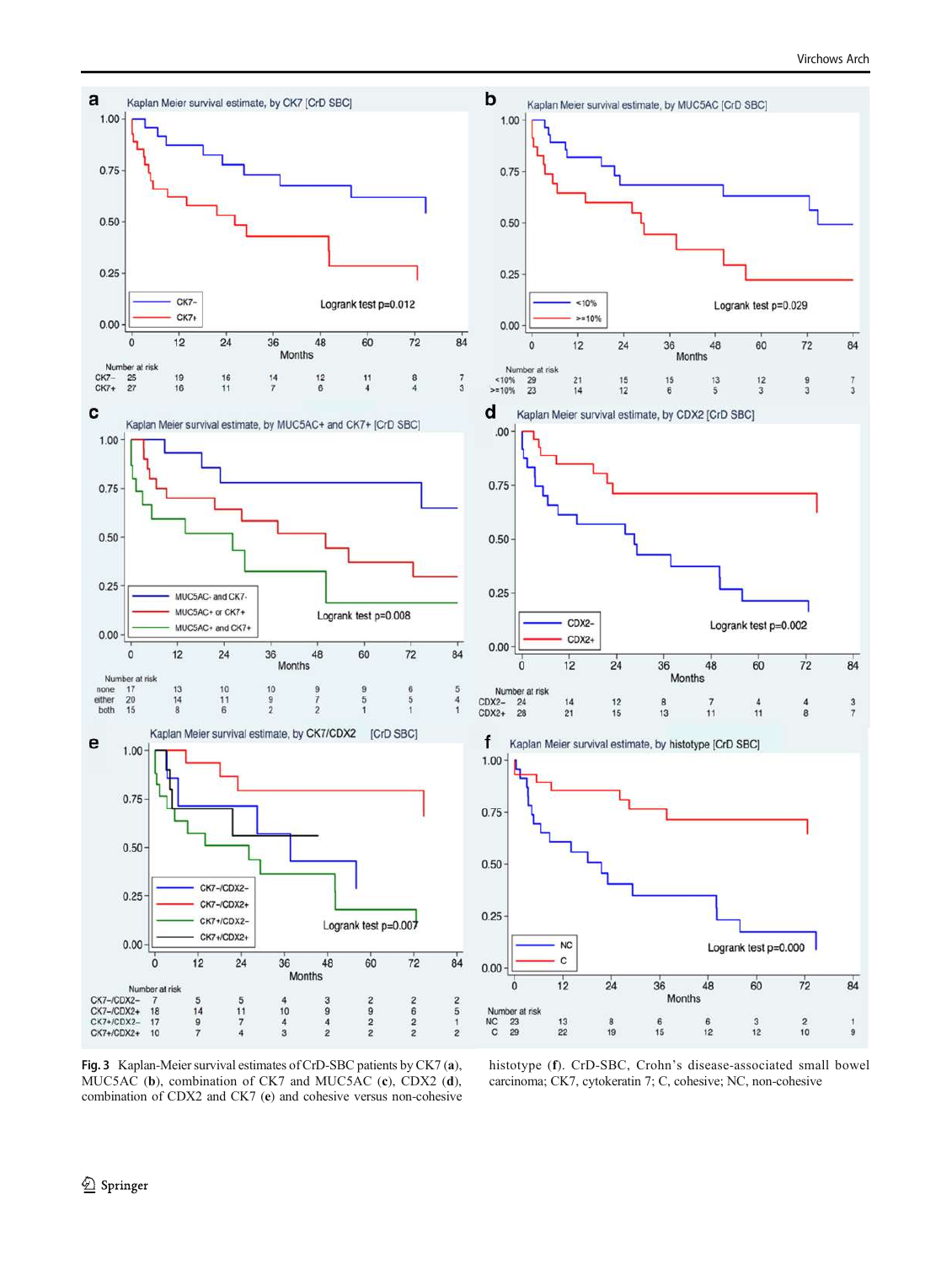**Fig. 3** Kaplan-Meier survival estimates of CrD-SBC patients by CK7 (**a**), MUC5AC (**b**), combination of CK7 and MUC5AC (**c**), CDX2 (**d**), combination of CDX2 and CK7 (**e**) and cohesive versus non-cohesive histotype (**f**). CrD-SBC, Crohn's disease-associated small bowel carcinoma; CK7, cytokeratin 7; C, cohesive; NC, non-cohesive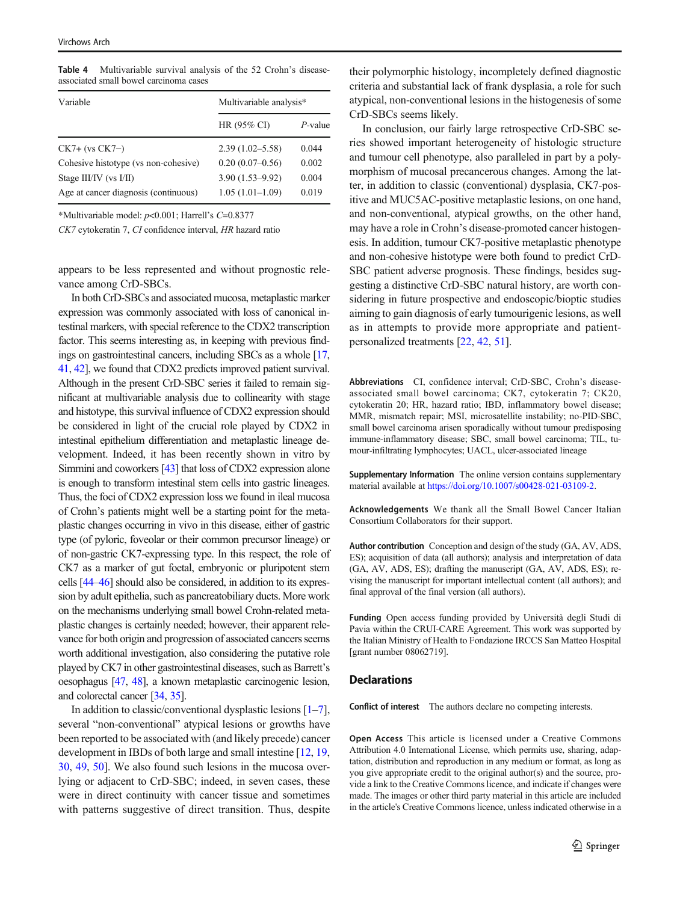**Table 4** Multivariable survival analysis of the 52 Crohn's disease-associated small bowel carcinoma cases

| Variable | Multivariable analysis* | |
|---|---|---|
| | HR (95% CI) | *P*-value |
| CK7+ (vs CK7−) | 2.39 (1.02–5.58) | 0.044 |
| Cohesive histotype (vs non-cohesive) | 0.20 (0.07–0.56) | 0.002 |
| Stage III/IV (vs I/II) | 3.90 (1.53–9.92) | 0.004 |
| Age at cancer diagnosis (continuous) | 1.05 (1.01–1.09) | 0.019 |

*Multivariable model: $p<0.001$; Harrell's $C=0.8377$

*CK7* cytokeratin 7, *CI* confidence interval, *HR* hazard ratio

appears to be less represented and without prognostic relevance among CrD-SBCs.

In both CrD-SBCs and associated mucosa, metaplastic marker expression was commonly associated with loss of canonical intestinal markers, with special reference to the CDX2 transcription factor. This seems interesting as, in keeping with previous findings on gastrointestinal cancers, including SBCs as a whole [17, 41, 42], we found that CDX2 predicts improved patient survival. Although in the present CrD-SBC series it failed to remain significant at multivariable analysis due to collinearity with stage and histotype, this survival influence of CDX2 expression should be considered in light of the crucial role played by CDX2 in intestinal epithelium differentiation and metaplastic lineage development. Indeed, it has been recently shown in vitro by Simmini and coworkers [43] that loss of CDX2 expression alone is enough to transform intestinal stem cells into gastric lineages. Thus, the foci of CDX2 expression loss we found in ileal mucosa of Crohn's patients might well be a starting point for the metaplastic changes occurring in vivo in this disease, either of gastric type (of pyloric, foveolar or their common precursor lineage) or of non-gastric CK7-expressing type. In this respect, the role of CK7 as a marker of gut foetal, embryonic or pluripotent stem cells [44–46] should also be considered, in addition to its expression by adult epithelia, such as pancreatobiliary ducts. More work on the mechanisms underlying small bowel Crohn-related metaplastic changes is certainly needed; however, their apparent relevance for both origin and progression of associated cancers seems worth additional investigation, also considering the putative role played by CK7 in other gastrointestinal diseases, such as Barrett's oesophagus [47, 48], a known metaplastic carcinogenic lesion, and colorectal cancer [34, 35].

In addition to classic/conventional dysplastic lesions [1–7], several "non-conventional" atypical lesions or growths have been reported to be associated with (and likely precede) cancer development in IBDs of both large and small intestine [12, 19, 30, 49, 50]. We also found such lesions in the mucosa overlying or adjacent to CrD-SBC; indeed, in seven cases, these were in direct continuity with cancer tissue and sometimes with patterns suggestive of direct transition. Thus, despite their polymorphic histology, incompletely defined diagnostic criteria and substantial lack of frank dysplasia, a role for such atypical, non-conventional lesions in the histogenesis of some CrD-SBCs seems likely.

In conclusion, our fairly large retrospective CrD-SBC series showed important heterogeneity of histologic structure and tumour cell phenotype, also paralleled in part by a polymorphism of mucosal precancerous changes. Among the latter, in addition to classic (conventional) dysplasia, CK7-positive and MUC5AC-positive metaplastic lesions, on one hand, and non-conventional, atypical growths, on the other hand, may have a role in Crohn's disease-promoted cancer histogenesis. In addition, tumour CK7-positive metaplastic phenotype and non-cohesive histotype were both found to predict CrD-SBC patient adverse prognosis. These findings, besides suggesting a distinctive CrD-SBC natural history, are worth considering in future prospective and endoscopic/bioptic studies aiming to gain diagnosis of early tumourigenic lesions, as well as in attempts to provide more appropriate and patient-personalized treatments [22, 42, 51].

**Abbreviations** CI, confidence interval; CrD-SBC, Crohn's disease-associated small bowel carcinoma; CK7, cytokeratin 7; CK20, cytokeratin 20; HR, hazard ratio; IBD, inflammatory bowel disease; MMR, mismatch repair; MSI, microsatellite instability; no-PID-SBC, small bowel carcinoma arisen sporadically without tumour predisposing immune-inflammatory disease; SBC, small bowel carcinoma; TIL, tumour-infiltrating lymphocytes; UACL, ulcer-associated lineage

**Supplementary Information** The online version contains supplementary material available at https://doi.org/10.1007/s00428-021-03109-2.

**Acknowledgements** We thank all the Small Bowel Cancer Italian Consortium Collaborators for their support.

**Author contribution** Conception and design of the study (GA, AV, ADS, ES); acquisition of data (all authors); analysis and interpretation of data (GA, AV, ADS, ES); drafting the manuscript (GA, AV, ADS, ES); revising the manuscript for important intellectual content (all authors); and final approval of the final version (all authors).

**Funding** Open access funding provided by Università degli Studi di Pavia within the CRUI-CARE Agreement. This work was supported by the Italian Ministry of Health to Fondazione IRCCS San Matteo Hospital [grant number 08062719].

## Declarations

**Conflict of interest** The authors declare no competing interests.

**Open Access** This article is licensed under a Creative Commons Attribution 4.0 International License, which permits use, sharing, adaptation, distribution and reproduction in any medium or format, as long as you give appropriate credit to the original author(s) and the source, provide a link to the Creative Commons licence, and indicate if changes were made. The images or other third party material in this article are included in the article's Creative Commons licence, unless indicated otherwise in a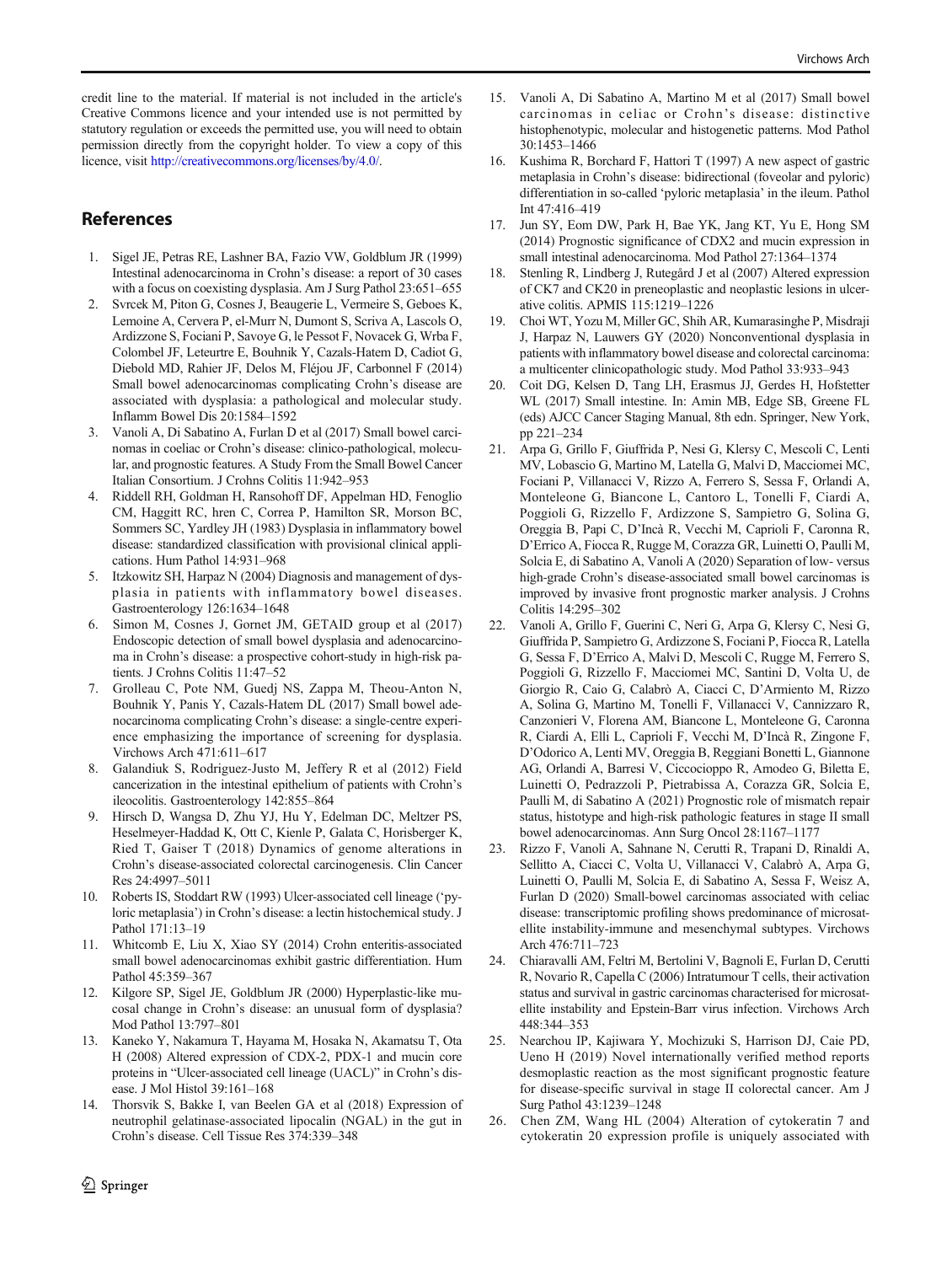credit line to the material. If material is not included in the article's Creative Commons licence and your intended use is not permitted by statutory regulation or exceeds the permitted use, you will need to obtain permission directly from the copyright holder. To view a copy of this licence, visit http://creativecommons.org/licenses/by/4.0/.

## References

1. Sigel JE, Petras RE, Lashner BA, Fazio VW, Goldblum JR (1999) Intestinal adenocarcinoma in Crohn's disease: a report of 30 cases with a focus on coexisting dysplasia. Am J Surg Pathol 23:651–655
2. Svrcek M, Piton G, Cosnes J, Beaugerie L, Vermeire S, Geboes K, Lemoine A, Cervera P, el-Murr N, Dumont S, Scriva A, Lascols O, Ardizzone S, Fociani P, Savoye G, le Pessot F, Novacek G, Wrba F, Colombel JF, Leteurtre E, Bouhnik Y, Cazals-Hatem D, Cadiot G, Diebold MD, Rahier JF, Delos M, Fléjou JF, Carbonnel F (2014) Small bowel adenocarcinomas complicating Crohn's disease are associated with dysplasia: a pathological and molecular study. Inflamm Bowel Dis 20:1584–1592
3. Vanoli A, Di Sabatino A, Furlan D et al (2017) Small bowel carcinomas in coeliac or Crohn's disease: clinico-pathological, molecular, and prognostic features. A Study From the Small Bowel Cancer Italian Consortium. J Crohns Colitis 11:942–953
4. Riddell RH, Goldman H, Ransohoff DF, Appelman HD, Fenoglio CM, Haggitt RC, hren C, Correa P, Hamilton SR, Morson BC, Sommers SC, Yardley JH (1983) Dysplasia in inflammatory bowel disease: standardized classification with provisional clinical applications. Hum Pathol 14:931–968
5. Itzkowitz SH, Harpaz N (2004) Diagnosis and management of dysplasia in patients with inflammatory bowel diseases. Gastroenterology 126:1634–1648
6. Simon M, Cosnes J, Gornet JM, GETAID group et al (2017) Endoscopic detection of small bowel dysplasia and adenocarcinoma in Crohn's disease: a prospective cohort-study in high-risk patients. J Crohns Colitis 11:47–52
7. Grolleau C, Pote NM, Guedj NS, Zappa M, Theou-Anton N, Bouhnik Y, Panis Y, Cazals-Hatem DL (2017) Small bowel adenocarcinoma complicating Crohn's disease: a single-centre experience emphasizing the importance of screening for dysplasia. Virchows Arch 471:611–617
8. Galandiuk S, Rodriguez-Justo M, Jeffery R et al (2012) Field cancerization in the intestinal epithelium of patients with Crohn's ileocolitis. Gastroenterology 142:855–864
9. Hirsch D, Wangsa D, Zhu YJ, Hu Y, Edelman DC, Meltzer PS, Heselmeyer-Haddad K, Ott C, Kienle P, Galata C, Horisberger K, Ried T, Gaiser T (2018) Dynamics of genome alterations in Crohn's disease-associated colorectal carcinogenesis. Clin Cancer Res 24:4997–5011
10. Roberts IS, Stoddart RW (1993) Ulcer-associated cell lineage ('pyloric metaplasia') in Crohn's disease: a lectin histochemical study. J Pathol 171:13–19
11. Whitcomb E, Liu X, Xiao SY (2014) Crohn enteritis-associated small bowel adenocarcinomas exhibit gastric differentiation. Hum Pathol 45:359–367
12. Kilgore SP, Sigel JE, Goldblum JR (2000) Hyperplastic-like mucosal change in Crohn's disease: an unusual form of dysplasia? Mod Pathol 13:797–801
13. Kaneko Y, Nakamura T, Hayama M, Hosaka N, Akamatsu T, Ota H (2008) Altered expression of CDX-2, PDX-1 and mucin core proteins in "Ulcer-associated cell lineage (UACL)" in Crohn's disease. J Mol Histol 39:161–168
14. Thorsvik S, Bakke I, van Beelen GA et al (2018) Expression of neutrophil gelatinase-associated lipocalin (NGAL) in the gut in Crohn's disease. Cell Tissue Res 374:339–348
15. Vanoli A, Di Sabatino A, Martino M et al (2017) Small bowel carcinomas in celiac or Crohn's disease: distinctive histophenotypic, molecular and histogenetic patterns. Mod Pathol 30:1453–1466
16. Kushima R, Borchard F, Hattori T (1997) A new aspect of gastric metaplasia in Crohn's disease: bidirectional (foveolar and pyloric) differentiation in so-called 'pyloric metaplasia' in the ileum. Pathol Int 47:416–419
17. Jun SY, Eom DW, Park H, Bae YK, Jang KT, Yu E, Hong SM (2014) Prognostic significance of CDX2 and mucin expression in small intestinal adenocarcinoma. Mod Pathol 27:1364–1374
18. Stenling R, Lindberg J, Rutegård J et al (2007) Altered expression of CK7 and CK20 in preneoplastic and neoplastic lesions in ulcerative colitis. APMIS 115:1219–1226
19. Choi WT, Yozu M, Miller GC, Shih AR, Kumarasinghe P, Misdraji J, Harpaz N, Lauwers GY (2020) Nonconventional dysplasia in patients with inflammatory bowel disease and colorectal carcinoma: a multicenter clinicopathologic study. Mod Pathol 33:933–943
20. Coit DG, Kelsen D, Tang LH, Erasmus JJ, Gerdes H, Hofstetter WL (2017) Small intestine. In: Amin MB, Edge SB, Greene FL (eds) AJCC Cancer Staging Manual, 8th edn. Springer, New York, pp 221–234
21. Arpa G, Grillo F, Giuffrida P, Nesi G, Klersy C, Mescoli C, Lenti MV, Lobascio G, Martino M, Latella G, Malvi D, Macciomei MC, Fociani P, Villanacci V, Rizzo A, Ferrero S, Sessa F, Orlandi A, Monteleone G, Biancone L, Cantoro L, Tonelli F, Ciardi A, Poggioli G, Rizzello F, Ardizzone S, Sampietro G, Solina G, Oreggia B, Papi C, D'Incà R, Vecchi M, Caprioli F, Caronna R, D'Errico A, Fiocca R, Rugge M, Corazza GR, Luinetti O, Paulli M, Solcia E, di Sabatino A, Vanoli A (2020) Separation of low- versus high-grade Crohn's disease-associated small bowel carcinomas is improved by invasive front prognostic marker analysis. J Crohns Colitis 14:295–302
22. Vanoli A, Grillo F, Guerini C, Neri G, Arpa G, Klersy C, Nesi G, Giuffrida P, Sampietro G, Ardizzone S, Fociani P, Fiocca R, Latella G, Sessa F, D'Errico A, Malvi D, Mescoli C, Rugge M, Ferrero S, Poggioli G, Rizzello F, Macciomei MC, Santini D, Volta U, de Giorgio R, Caio G, Calabrò A, Ciacci C, D'Armiento M, Rizzo A, Solina G, Martino M, Tonelli F, Villanacci V, Cannizzaro R, Canzonieri V, Florena AM, Biancone L, Monteleone G, Caronna R, Ciardi A, Elli L, Caprioli F, Vecchi M, D'Incà R, Zingone F, D'Odorico A, Lenti MV, Oreggia B, Reggiani Bonetti L, Giannone AG, Orlandi A, Barresi V, Ciccocioppo R, Amodeo G, Biletta E, Luinetti O, Pedrazzoli P, Pietrabissa A, Corazza GR, Solcia E, Paulli M, di Sabatino A (2021) Prognostic role of mismatch repair status, histotype and high-risk pathologic features in stage II small bowel adenocarcinomas. Ann Surg Oncol 28:1167–1177
23. Rizzo F, Vanoli A, Sahnane N, Cerutti R, Trapani D, Rinaldi A, Sellitto A, Ciacci C, Volta U, Villanacci V, Calabrò A, Arpa G, Luinetti O, Paulli M, Solcia E, di Sabatino A, Sessa F, Weisz A, Furlan D (2020) Small-bowel carcinomas associated with celiac disease: transcriptomic profiling shows predominance of microsatellite instability-immune and mesenchymal subtypes. Virchows Arch 476:711–723
24. Chiaravalli AM, Feltri M, Bertolini V, Bagnoli E, Furlan D, Cerutti R, Novario R, Capella C (2006) Intratumour T cells, their activation status and survival in gastric carcinomas characterised for microsatellite instability and Epstein-Barr virus infection. Virchows Arch 448:344–353
25. Nearchou IP, Kajiwara Y, Mochizuki S, Harrison DJ, Caie PD, Ueno H (2019) Novel internationally verified method reports desmoplastic reaction as the most significant prognostic feature for disease-specific survival in stage II colorectal cancer. Am J Surg Pathol 43:1239–1248
26. Chen ZM, Wang HL (2004) Alteration of cytokeratin 7 and cytokeratin 20 expression profile is uniquely associated with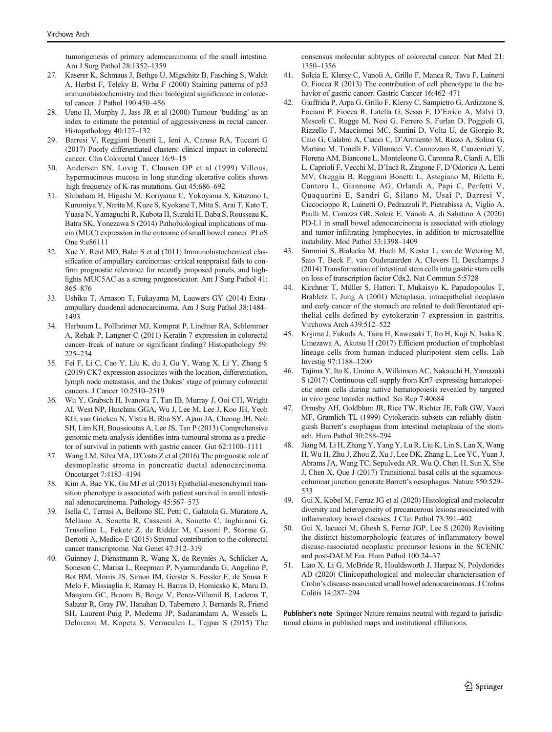tumorigenesis of primary adenocarcinoma of the small intestine. Am J Surg Pathol 28:1352–1359

27. Kaserer K, Schmaus J, Bethge U, Migschitz B, Fasching S, Walch A, Herbst F, Teleky B, Wrba F (2000) Staining patterns of p53 immunohistochemistry and their biological significance in colorectal cancer. J Pathol 190:450–456
28. Ueno H, Murphy J, Jass JR et al (2000) Tumour 'budding' as an index to estimate the potential of aggressiveness in rectal cancer. Histopathology 40:127–132
29. Barresi V, Reggiani Bonetti L, Ieni A, Caruso RA, Tuccari G (2017) Poorly differentiated clusters: clinical impact in colorectal cancer. Clin Colorectal Cancer 16:9–15
30. Andersen SN, Lovig T, Clausen OP et al (1999) Villous, hypermucinous mucosa in long standing ulcerative colitis shows high frequency of K-ras mutations. Gut 45:686–692
31. Shibahara H, Higashi M, Koriyama C, Yokoyama S, Kitazono I, Kurumiya Y, Narita M, Kuze S, Kyokane T, Mita S, Arai T, Kato T, Yuasa N, Yamaguchi R, Kubota H, Suzuki H, Baba S, Rousseau K, Batra SK, Yonezawa S (2014) Pathobiological implications of mucin (MUC) expression in the outcome of small bowel cancer. PLoS One 9:e86111
32. Xue Y, Reid MD, Balci S et al (2011) Immunohistochemical classification of ampullary carcinomas: critical reappraisal fails to confirm prognostic relevance for recently proposed panels, and highlights MUC5AC as a strong prognosticator. Am J Surg Pathol 41: 865–876
33. Ushiku T, Arnason T, Fukayama M, Lauwers GY (2014) Extra-ampullary duodenal adenocarcinoma. Am J Surg Pathol 38:1484–1493
34. Harbaum L, Pollheimer MJ, Kornprat P, Lindtner RA, Schlemmer A, Rehak P, Langner C (2011) Keratin 7 expression in colorectal cancer–freak of nature or significant finding? Histopathology 59: 225–234
35. Fei F, Li C, Cao Y, Liu K, du J, Gu Y, Wang X, Li Y, Zhang S (2019) CK7 expression associates with the location, differentiation, lymph node metastasis, and the Dukes' stage of primary colorectal cancers. J Cancer 10:2510–2519
36. Wu Y, Grabsch H, Ivanova T, Tan IB, Murray J, Ooi CH, Wright AI, West NP, Hutchins GGA, Wu J, Lee M, Lee J, Koo JH, Yeoh KG, van Grieken N, Ylstra B, Rha SY, Ajani JA, Cheong JH, Noh SH, Lim KH, Boussioutas A, Lee JS, Tan P (2013) Comprehensive genomic meta-analysis identifies intra-tumoural stroma as a predictor of survival in patients with gastric cancer. Gut 62:1100–1111
37. Wang LM, Silva MA, D'Costa Z et al (2016) The prognostic role of desmoplastic stroma in pancreatic ductal adenocarcinoma. Oncotarget 7:4183–4194
38. Kim A, Bae YK, Gu MJ et al (2013) Epithelial-mesenchymal transition phenotype is associated with patient survival in small intestinal adenocarcinoma. Pathology 45:567–573
39. Isella C, Terrasi A, Bellomo SE, Petti C, Galatola G, Muratore A, Mellano A, Senetta R, Cassenti A, Sonetto C, Inghirami G, Trusolino L, Fekete Z, de Ridder M, Cassoni P, Storme G, Bertotti A, Medico E (2015) Stromal contribution to the colorectal cancer transcriptome. Nat Genet 47:312–319
40. Guinney J, Dienstmann R, Wang X, de Reyniès A, Schlicker A, Soneson C, Marisa L, Roepman P, Nyamundanda G, Angelino P, Bot BM, Morris JS, Simon IM, Gerster S, Fessler E, de Sousa E Melo F, Missiaglia E, Ramay H, Barras D, Homicsko K, Maru D, Manyam GC, Broom B, Boige V, Perez-Villamil B, Laderas T, Salazar R, Gray JW, Hanahan D, Tabernero J, Bernards R, Friend SH, Laurent-Puig P, Medema JP, Sadanandam A, Wessels L, Delorenzi M, Kopetz S, Vermeulen L, Tejpar S (2015) The consensus molecular subtypes of colorectal cancer. Nat Med 21: 1350–1356
41. Solcia E, Klersy C, Vanoli A, Grillo F, Manca R, Tava F, Luinetti O, Fiocca R (2013) The contribution of cell phenotype to the behavior of gastric cancer. Gastric Cancer 16:462–471
42. Giuffrida P, Arpa G, Grillo F, Klersy C, Sampietro G, Ardizzone S, Fociani P, Fiocca R, Latella G, Sessa F, D'Errico A, Malvi D, Mescoli C, Rugge M, Nesi G, Ferrero S, Furlan D, Poggioli G, Rizzello F, Macciomei MC, Santini D, Volta U, de Giorgio R, Caio G, Calabrò A, Ciacci C, D'Armiento M, Rizzo A, Solina G, Martino M, Tonelli F, Villanacci V, Cannizzaro R, Canzonieri V, Florena AM, Biancone L, Monteleone G, Caronna R, Ciardi A, Elli L, Caprioli F, Vecchi M, D'Incà R, Zingone F, D'Odorico A, Lenti MV, Oreggia B, Reggiani Bonetti L, Astegiano M, Biletta E, Cantoro L, Giannone AG, Orlandi A, Papi C, Perfetti V, Quaquarini E, Sandri G, Silano M, Usai P, Barresi V, Ciccocioppo R, Luinetti O, Pedrazzoli P, Pietrabissa A, Viglio A, Paulli M, Corazza GR, Solcia E, Vanoli A, di Sabatino A (2020) PD-L1 in small bowel adenocarcinoma is associated with etiology and tumor-infiltrating lymphocytes, in addition to microsatellite instability. Mod Pathol 33:1398–1409
43. Simmini S, Bialecka M, Huch M, Kester L, van de Wetering M, Sato T, Beck F, van Oudenaarden A, Clevers H, Deschamps J (2014) Transformation of intestinal stem cells into gastric stem cells on loss of transcription factor Cdx2. Nat Commun 5:5728
44. Kirchner T, Müller S, Hattori T, Mukaisyo K, Papadopoulos T, Brabletz T, Jung A (2001) Metaplasia, intraepithelial neoplasia and early cancer of the stomach are related to dedifferentiated epithelial cells defined by cytokeratin-7 expression in gastritis. Virchows Arch 439:512–522
45. Kojima J, Fukuda A, Taira H, Kawasaki T, Ito H, Kuji N, Isaka K, Umezawa A, Akutsu H (2017) Efficient production of trophoblast lineage cells from human induced pluripotent stem cells. Lab Investig 97:1188–1200
46. Tajima Y, Ito K, Umino A, Wilkinson AC, Nakauchi H, Yamazaki S (2017) Continuous cell supply from Krt7-expressing hematopoietic stem cells during native hematopoiesis revealed by targeted in vivo gene transfer method. Sci Rep 7:40684
47. Ormsby AH, Goldblum JR, Rice TW, Richter JE, Falk GW, Vaezi MF, Gramlich TL (1999) Cytokeratin subsets can reliably distinguish Barrett's esophagus from intestinal metaplasia of the stomach. Hum Pathol 30:288–294
48. Jiang M, Li H, Zhang Y, Yang Y, Lu R, Liu K, Lin S, Lan X, Wang H, Wu H, Zhu J, Zhou Z, Xu J, Lee DK, Zhang L, Lee YC, Yuan J, Abrams JA, Wang TC, Sepulveda AR, Wu Q, Chen H, Sun X, She J, Chen X, Que J (2017) Transitional basal cells at the squamous-columnar junction generate Barrett's oesophagus. Nature 550:529–533
49. Gui X, Köbel M, Ferraz JG et al (2020) Histological and molecular diversity and heterogeneity of precancerous lesions associated with inflammatory bowel diseases. J Clin Pathol 73:391–402
50. Gui X, Iacucci M, Ghosh S, Ferraz JGP, Lee S (2020) Revisiting the distinct histomorphologic features of inflammatory bowel disease-associated neoplastic precursor lesions in the SCENIC and post-DALM Era. Hum Pathol 100:24–37
51. Liao X, Li G, McBride R, Houldsworth J, Harpaz N, Polydorides AD (2020) Clinicopathological and molecular characterisation of Crohn's disease-associated small bowel adenocarcinomas. J Crohns Colitis 14:287–294

**Publisher's note** Springer Nature remains neutral with regard to jurisdictional claims in published maps and institutional affiliations.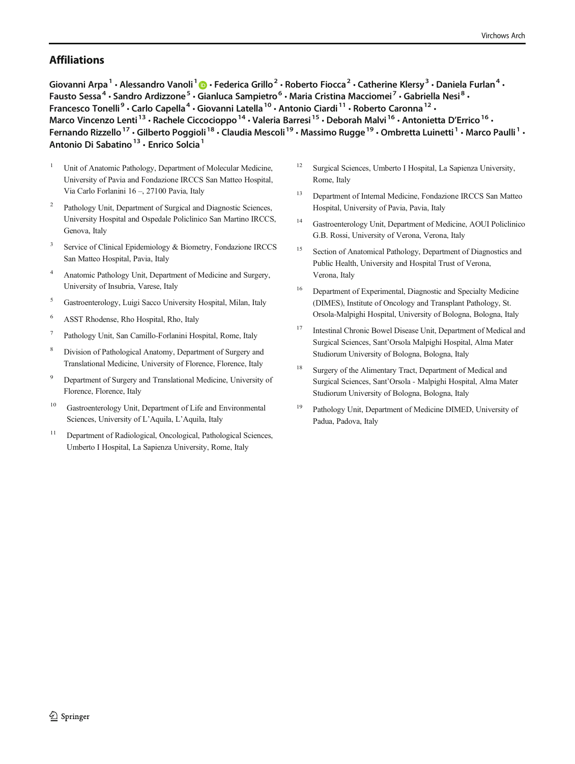## Affiliations

**Giovanni Arpa[1] · Alessandro Vanoli[1] · Federica Grillo[2] · Roberto Fiocca[2] · Catherine Klersy[3] · Daniela Furlan[4] · Fausto Sessa[4] · Sandro Ardizzone[5] · Gianluca Sampietro[6] · Maria Cristina Macciomei[7] · Gabriella Nesi[8] · Francesco Tonelli[9] · Carlo Capella[4] · Giovanni Latella[10] · Antonio Ciardi[11] · Roberto Caronna[12] · Marco Vincenzo Lenti[13] · Rachele Ciccocioppo[14] · Valeria Barresi[15] · Deborah Malvi[16] · Antonietta D'Errico[16] · Fernando Rizzello[17] · Gilberto Poggioli[18] · Claudia Mescoli[19] · Massimo Rugge[19] · Ombretta Luinetti[1] · Marco Paulli[1] · Antonio Di Sabatino[13] · Enrico Solcia[1]**

1. Unit of Anatomic Pathology, Department of Molecular Medicine, University of Pavia and Fondazione IRCCS San Matteo Hospital, Via Carlo Forlanini 16 –, 27100 Pavia, Italy
2. Pathology Unit, Department of Surgical and Diagnostic Sciences, University Hospital and Ospedale Policlinico San Martino IRCCS, Genova, Italy
3. Service of Clinical Epidemiology & Biometry, Fondazione IRCCS San Matteo Hospital, Pavia, Italy
4. Anatomic Pathology Unit, Department of Medicine and Surgery, University of Insubria, Varese, Italy
5. Gastroenterology, Luigi Sacco University Hospital, Milan, Italy
6. ASST Rhodense, Rho Hospital, Rho, Italy
7. Pathology Unit, San Camillo-Forlanini Hospital, Rome, Italy
8. Division of Pathological Anatomy, Department of Surgery and Translational Medicine, University of Florence, Florence, Italy
9. Department of Surgery and Translational Medicine, University of Florence, Florence, Italy
10. Gastroenterology Unit, Department of Life and Environmental Sciences, University of L'Aquila, L'Aquila, Italy
11. Department of Radiological, Oncological, Pathological Sciences, Umberto I Hospital, La Sapienza University, Rome, Italy
12. Surgical Sciences, Umberto I Hospital, La Sapienza University, Rome, Italy
13. Department of Internal Medicine, Fondazione IRCCS San Matteo Hospital, University of Pavia, Pavia, Italy
14. Gastroenterology Unit, Department of Medicine, AOUI Policlinico G.B. Rossi, University of Verona, Verona, Italy
15. Section of Anatomical Pathology, Department of Diagnostics and Public Health, University and Hospital Trust of Verona, Verona, Italy
16. Department of Experimental, Diagnostic and Specialty Medicine (DIMES), Institute of Oncology and Transplant Pathology, St. Orsola-Malpighi Hospital, University of Bologna, Bologna, Italy
17. Intestinal Chronic Bowel Disease Unit, Department of Medical and Surgical Sciences, Sant'Orsola Malpighi Hospital, Alma Mater Studiorum University of Bologna, Bologna, Italy
18. Surgery of the Alimentary Tract, Department of Medical and Surgical Sciences, Sant'Orsola - Malpighi Hospital, Alma Mater Studiorum University of Bologna, Bologna, Italy
19. Pathology Unit, Department of Medicine DIMED, University of Padua, Padova, Italy